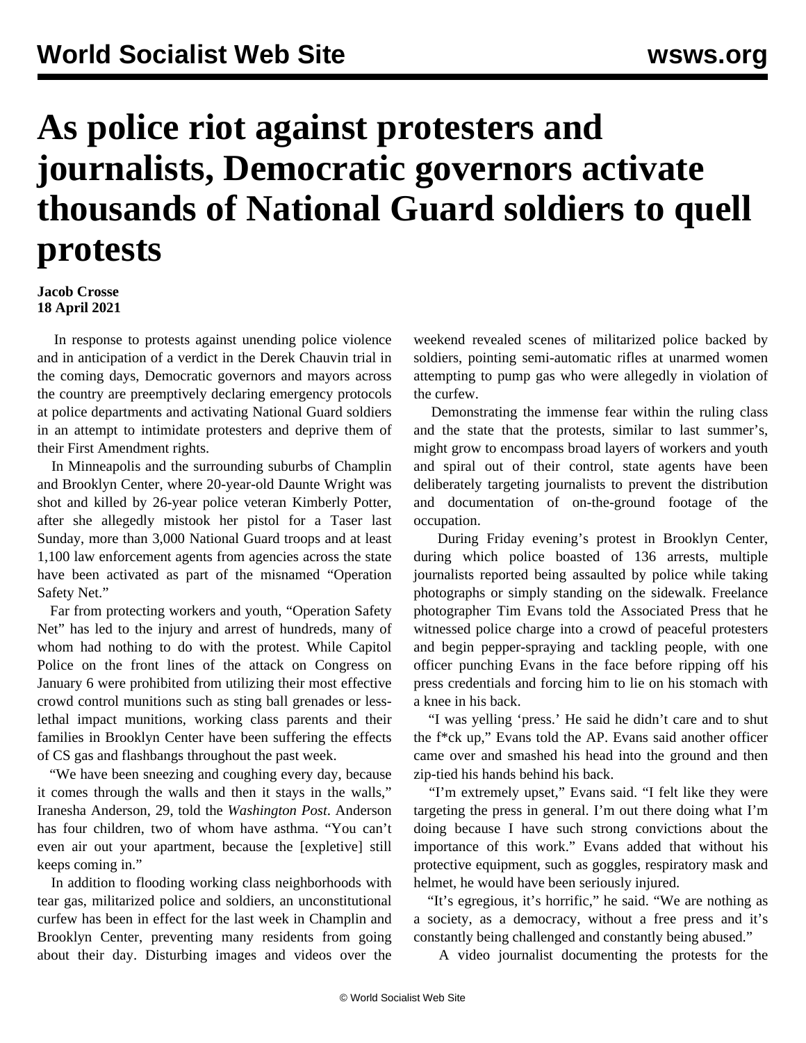# As police riot against protesters and journalists, Democratic governors activate thousands of National Guard soldiers to quell protests

**Jacob Crosse**
**18 April 2021**

In response to protests against unending police violence and in anticipation of a verdict in the Derek Chauvin trial in the coming days, Democratic governors and mayors across the country are preemptively declaring emergency protocols at police departments and activating National Guard soldiers in an attempt to intimidate protesters and deprive them of their First Amendment rights.

In Minneapolis and the surrounding suburbs of Champlin and Brooklyn Center, where 20-year-old Daunte Wright was shot and killed by 26-year police veteran Kimberly Potter, after she allegedly mistook her pistol for a Taser last Sunday, more than 3,000 National Guard troops and at least 1,100 law enforcement agents from agencies across the state have been activated as part of the misnamed "Operation Safety Net."

Far from protecting workers and youth, "Operation Safety Net" has led to the injury and arrest of hundreds, many of whom had nothing to do with the protest. While Capitol Police on the front lines of the attack on Congress on January 6 were prohibited from utilizing their most effective crowd control munitions such as sting ball grenades or less-lethal impact munitions, working class parents and their families in Brooklyn Center have been suffering the effects of CS gas and flashbangs throughout the past week.

"We have been sneezing and coughing every day, because it comes through the walls and then it stays in the walls," Iranesha Anderson, 29, told the *Washington Post*. Anderson has four children, two of whom have asthma. "You can't even air out your apartment, because the [expletive] still keeps coming in."

In addition to flooding working class neighborhoods with tear gas, militarized police and soldiers, an unconstitutional curfew has been in effect for the last week in Champlin and Brooklyn Center, preventing many residents from going about their day. Disturbing images and videos over the weekend revealed scenes of militarized police backed by soldiers, pointing semi-automatic rifles at unarmed women attempting to pump gas who were allegedly in violation of the curfew.

Demonstrating the immense fear within the ruling class and the state that the protests, similar to last summer's, might grow to encompass broad layers of workers and youth and spiral out of their control, state agents have been deliberately targeting journalists to prevent the distribution and documentation of on-the-ground footage of the occupation.

During Friday evening's protest in Brooklyn Center, during which police boasted of 136 arrests, multiple journalists reported being assaulted by police while taking photographs or simply standing on the sidewalk. Freelance photographer Tim Evans told the Associated Press that he witnessed police charge into a crowd of peaceful protesters and begin pepper-spraying and tackling people, with one officer punching Evans in the face before ripping off his press credentials and forcing him to lie on his stomach with a knee in his back.

"I was yelling 'press.' He said he didn't care and to shut the f*ck up," Evans told the AP. Evans said another officer came over and smashed his head into the ground and then zip-tied his hands behind his back.

"I'm extremely upset," Evans said. "I felt like they were targeting the press in general. I'm out there doing what I'm doing because I have such strong convictions about the importance of this work." Evans added that without his protective equipment, such as goggles, respiratory mask and helmet, he would have been seriously injured.

"It's egregious, it's horrific," he said. "We are nothing as a society, as a democracy, without a free press and it's constantly being challenged and constantly being abused."

A video journalist documenting the protests for the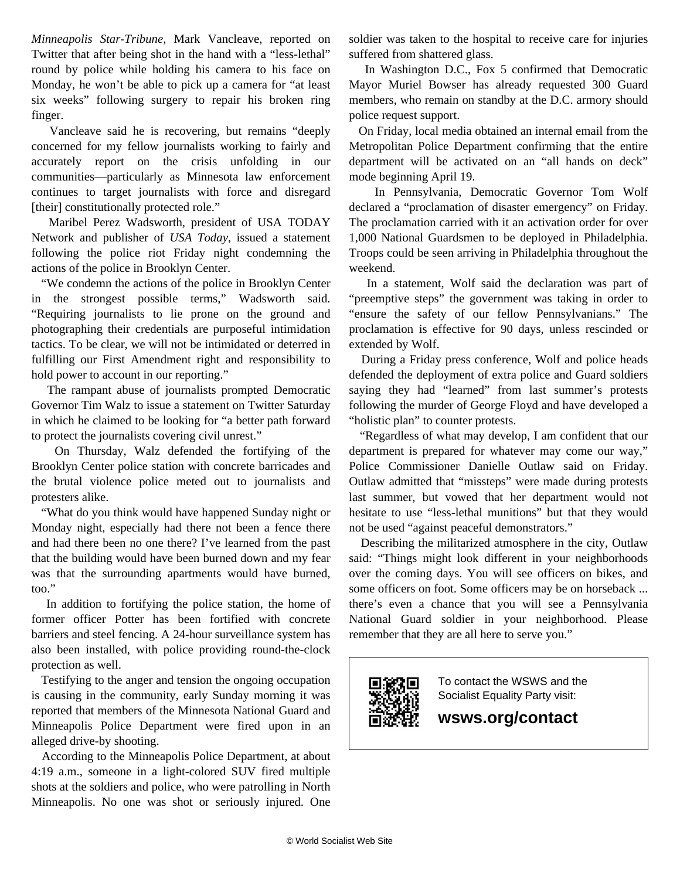*Minneapolis Star-Tribune*, Mark Vancleave, reported on Twitter that after being shot in the hand with a "less-lethal" round by police while holding his camera to his face on Monday, he won't be able to pick up a camera for "at least six weeks" following surgery to repair his broken ring finger.

Vancleave said he is recovering, but remains "deeply concerned for my fellow journalists working to fairly and accurately report on the crisis unfolding in our communities—particularly as Minnesota law enforcement continues to target journalists with force and disregard [their] constitutionally protected role."

Maribel Perez Wadsworth, president of USA TODAY Network and publisher of *USA Today*, issued a statement following the police riot Friday night condemning the actions of the police in Brooklyn Center.

"We condemn the actions of the police in Brooklyn Center in the strongest possible terms," Wadsworth said. "Requiring journalists to lie prone on the ground and photographing their credentials are purposeful intimidation tactics. To be clear, we will not be intimidated or deterred in fulfilling our First Amendment right and responsibility to hold power to account in our reporting."

The rampant abuse of journalists prompted Democratic Governor Tim Walz to issue a statement on Twitter Saturday in which he claimed to be looking for "a better path forward to protect the journalists covering civil unrest."

On Thursday, Walz defended the fortifying of the Brooklyn Center police station with concrete barricades and the brutal violence police meted out to journalists and protesters alike.

"What do you think would have happened Sunday night or Monday night, especially had there not been a fence there and had there been no one there? I've learned from the past that the building would have been burned down and my fear was that the surrounding apartments would have burned, too."

In addition to fortifying the police station, the home of former officer Potter has been fortified with concrete barriers and steel fencing. A 24-hour surveillance system has also been installed, with police providing round-the-clock protection as well.

Testifying to the anger and tension the ongoing occupation is causing in the community, early Sunday morning it was reported that members of the Minnesota National Guard and Minneapolis Police Department were fired upon in an alleged drive-by shooting.

According to the Minneapolis Police Department, at about 4:19 a.m., someone in a light-colored SUV fired multiple shots at the soldiers and police, who were patrolling in North Minneapolis. No one was shot or seriously injured. One soldier was taken to the hospital to receive care for injuries suffered from shattered glass.

In Washington D.C., Fox 5 confirmed that Democratic Mayor Muriel Bowser has already requested 300 Guard members, who remain on standby at the D.C. armory should police request support.

On Friday, local media obtained an internal email from the Metropolitan Police Department confirming that the entire department will be activated on an "all hands on deck" mode beginning April 19.

In Pennsylvania, Democratic Governor Tom Wolf declared a "proclamation of disaster emergency" on Friday. The proclamation carried with it an activation order for over 1,000 National Guardsmen to be deployed in Philadelphia. Troops could be seen arriving in Philadelphia throughout the weekend.

In a statement, Wolf said the declaration was part of "preemptive steps" the government was taking in order to "ensure the safety of our fellow Pennsylvanians." The proclamation is effective for 90 days, unless rescinded or extended by Wolf.

During a Friday press conference, Wolf and police heads defended the deployment of extra police and Guard soldiers saying they had "learned" from last summer's protests following the murder of George Floyd and have developed a "holistic plan" to counter protests.

"Regardless of what may develop, I am confident that our department is prepared for whatever may come our way," Police Commissioner Danielle Outlaw said on Friday. Outlaw admitted that "missteps" were made during protests last summer, but vowed that her department would not hesitate to use "less-lethal munitions" but that they would not be used "against peaceful demonstrators."

Describing the militarized atmosphere in the city, Outlaw said: "Things might look different in your neighborhoods over the coming days. You will see officers on bikes, and some officers on foot. Some officers may be on horseback ... there's even a chance that you will see a Pennsylvania National Guard soldier in your neighborhood. Please remember that they are all here to serve you."

To contact the WSWS and the Socialist Equality Party visit:

**wsws.org/contact**